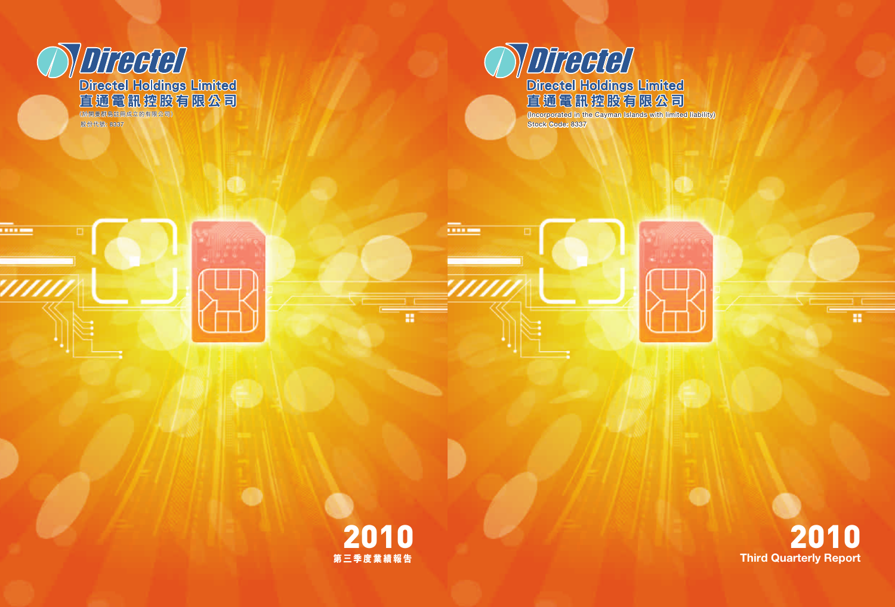Directel

Directel Holdings Limited

直通電訊控股有限公司

(於開曼群島註冊成立的有限公司)

股份代號: 8337

# 2010

## 第三季度業績報告

Directel

Directel Holdings Limited

直通電訊控股有限公司

(Incorporated in the Cayman Islands with limited liability)

Stock Code: 8337

# 2010

## Third Quarterly Report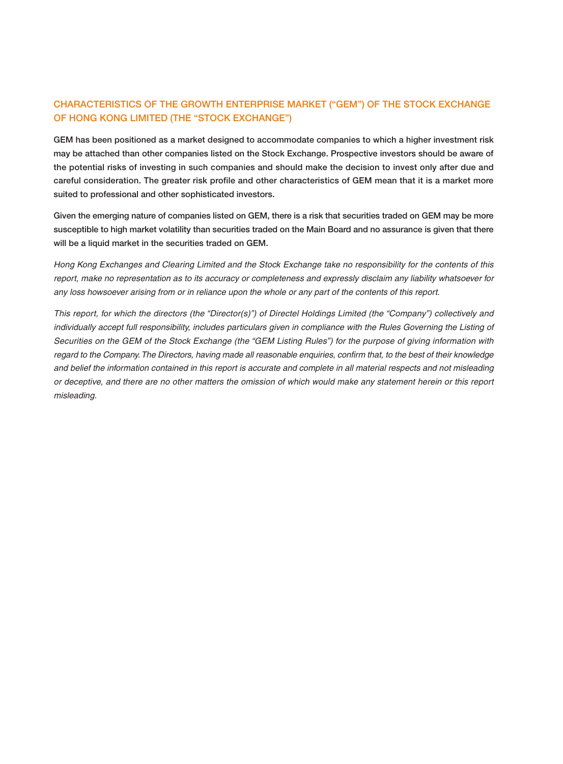## CHARACTERISTICS OF THE GROWTH ENTERPRISE MARKET ("GEM") OF THE STOCK EXCHANGE OF HONG KONG LIMITED (THE "STOCK EXCHANGE")

**GEM has been positioned as a market designed to accommodate companies to which a higher investment risk may be attached than other companies listed on the Stock Exchange. Prospective investors should be aware of the potential risks of investing in such companies and should make the decision to invest only after due and careful consideration. The greater risk profile and other characteristics of GEM mean that it is a market more suited to professional and other sophisticated investors.**

**Given the emerging nature of companies listed on GEM, there is a risk that securities traded on GEM may be more susceptible to high market volatility than securities traded on the Main Board and no assurance is given that there will be a liquid market in the securities traded on GEM.**

*Hong Kong Exchanges and Clearing Limited and the Stock Exchange take no responsibility for the contents of this report, make no representation as to its accuracy or completeness and expressly disclaim any liability whatsoever for any loss howsoever arising from or in reliance upon the whole or any part of the contents of this report.*

*This report, for which the directors (the "Director(s)") of Directel Holdings Limited (the "Company") collectively and individually accept full responsibility, includes particulars given in compliance with the Rules Governing the Listing of Securities on the GEM of the Stock Exchange (the "GEM Listing Rules") for the purpose of giving information with regard to the Company. The Directors, having made all reasonable enquiries, confirm that, to the best of their knowledge and belief the information contained in this report is accurate and complete in all material respects and not misleading or deceptive, and there are no other matters the omission of which would make any statement herein or this report misleading.*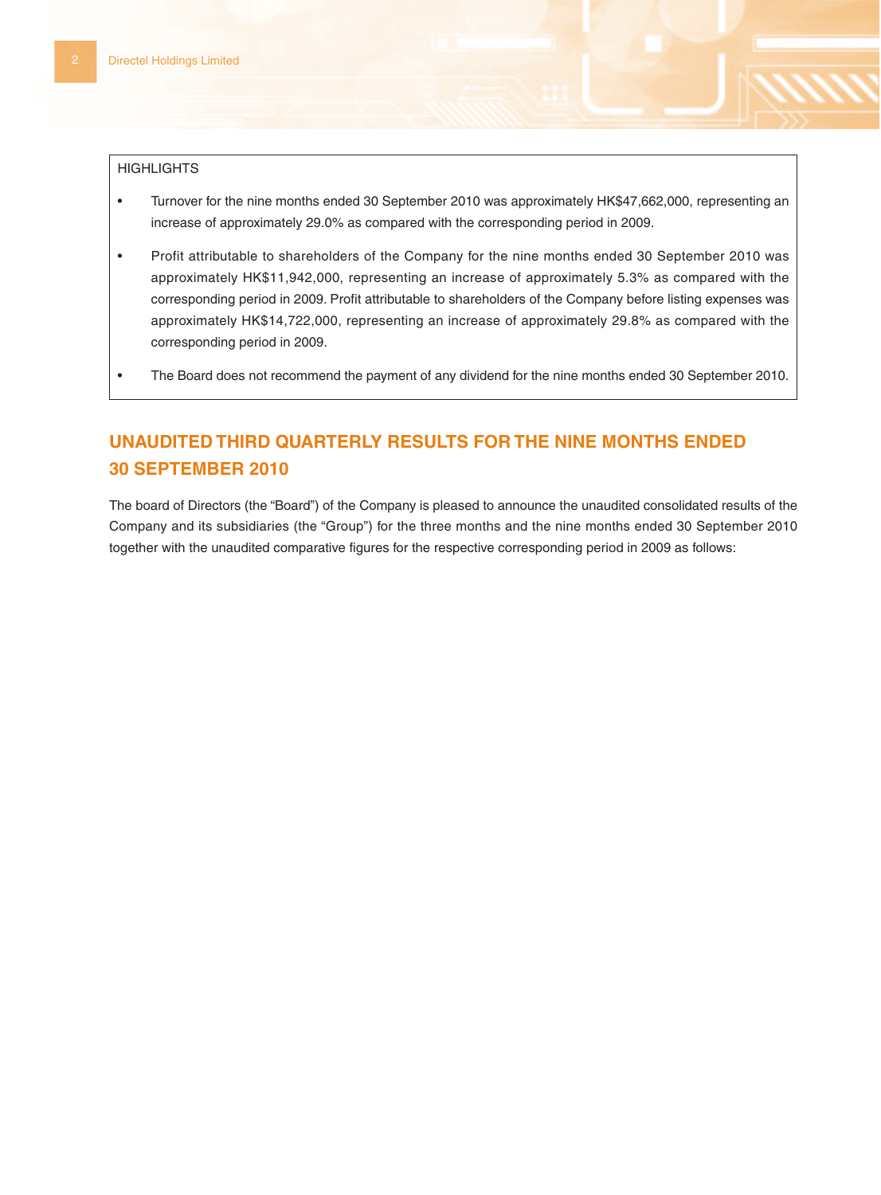HIGHLIGHTS

- Turnover for the nine months ended 30 September 2010 was approximately HK$47,662,000, representing an increase of approximately 29.0% as compared with the corresponding period in 2009.
- Profit attributable to shareholders of the Company for the nine months ended 30 September 2010 was approximately HK$11,942,000, representing an increase of approximately 5.3% as compared with the corresponding period in 2009. Profit attributable to shareholders of the Company before listing expenses was approximately HK$14,722,000, representing an increase of approximately 29.8% as compared with the corresponding period in 2009.
- The Board does not recommend the payment of any dividend for the nine months ended 30 September 2010.

## UNAUDITED THIRD QUARTERLY RESULTS FOR THE NINE MONTHS ENDED 30 SEPTEMBER 2010

The board of Directors (the "Board") of the Company is pleased to announce the unaudited consolidated results of the Company and its subsidiaries (the "Group") for the three months and the nine months ended 30 September 2010 together with the unaudited comparative figures for the respective corresponding period in 2009 as follows: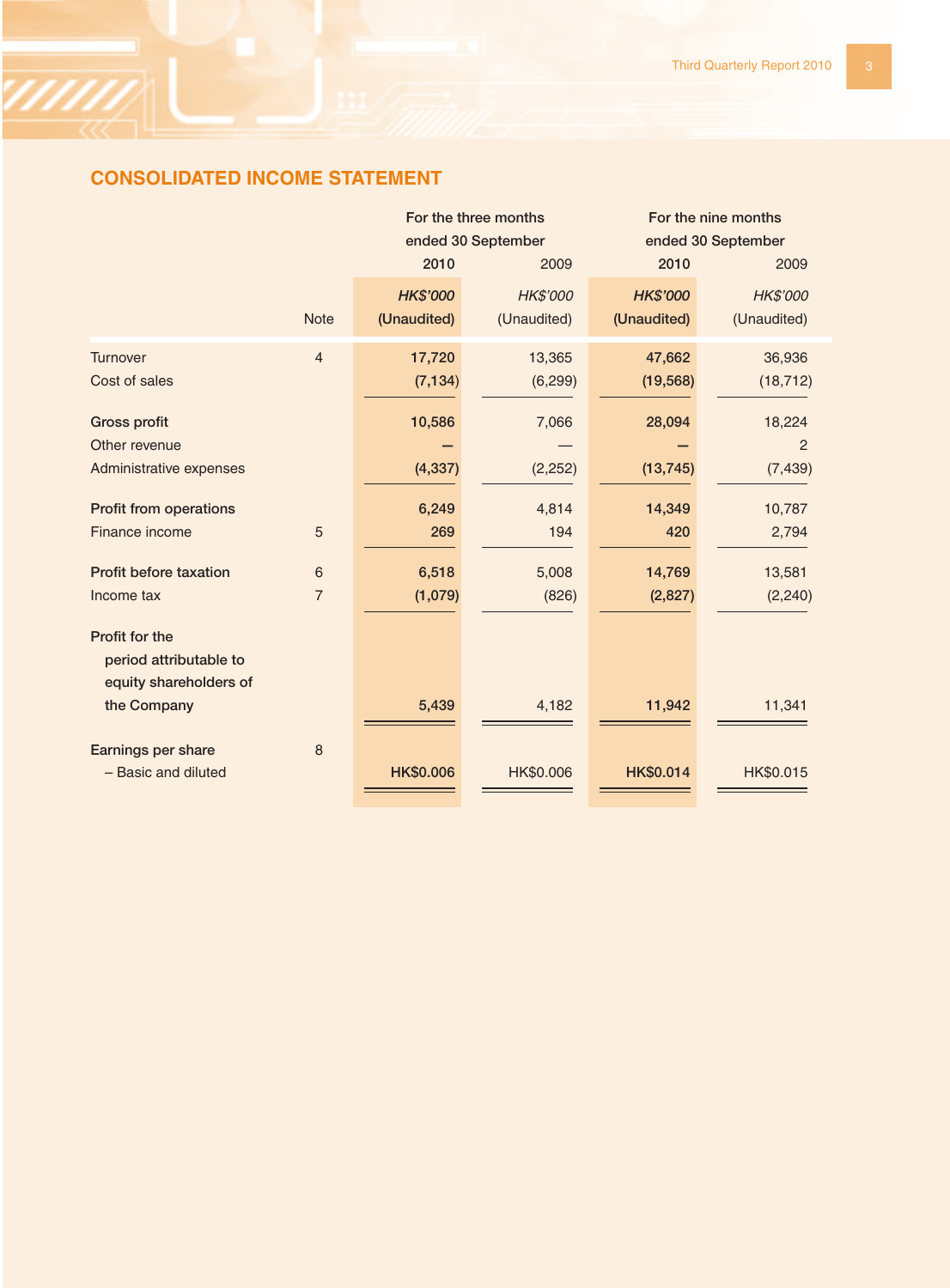## CONSOLIDATED INCOME STATEMENT

| | Note | For the three months ended 30 September | | For the nine months ended 30 September | |
|---|---|---|---|---|---|
| | | **2010** | 2009 | **2010** | 2009 |
| | | ***HK$'000*** | *HK$'000* | ***HK$'000*** | *HK$'000* |
| | | **(Unaudited)** | (Unaudited) | **(Unaudited)** | (Unaudited) |
| Turnover | 4 | **17,720** | 13,365 | **47,662** | 36,936 |
| Cost of sales | | **(7,134)** | (6,299) | **(19,568)** | (18,712) |
| **Gross profit** | | **10,586** | 7,066 | **28,094** | 18,224 |
| Other revenue | | **–** | — | **–** | 2 |
| Administrative expenses | | **(4,337)** | (2,252) | **(13,745)** | (7,439) |
| **Profit from operations** | | **6,249** | 4,814 | **14,349** | 10,787 |
| Finance income | 5 | **269** | 194 | **420** | 2,794 |
| **Profit before taxation** | 6 | **6,518** | 5,008 | **14,769** | 13,581 |
| Income tax | 7 | **(1,079)** | (826) | **(2,827)** | (2,240) |
| **Profit for the period attributable to equity shareholders of the Company** | | **5,439** | 4,182 | **11,942** | 11,341 |
| **Earnings per share** | 8 | | | | |
| – Basic and diluted | | **HK$0.006** | HK$0.006 | **HK$0.014** | HK$0.015 |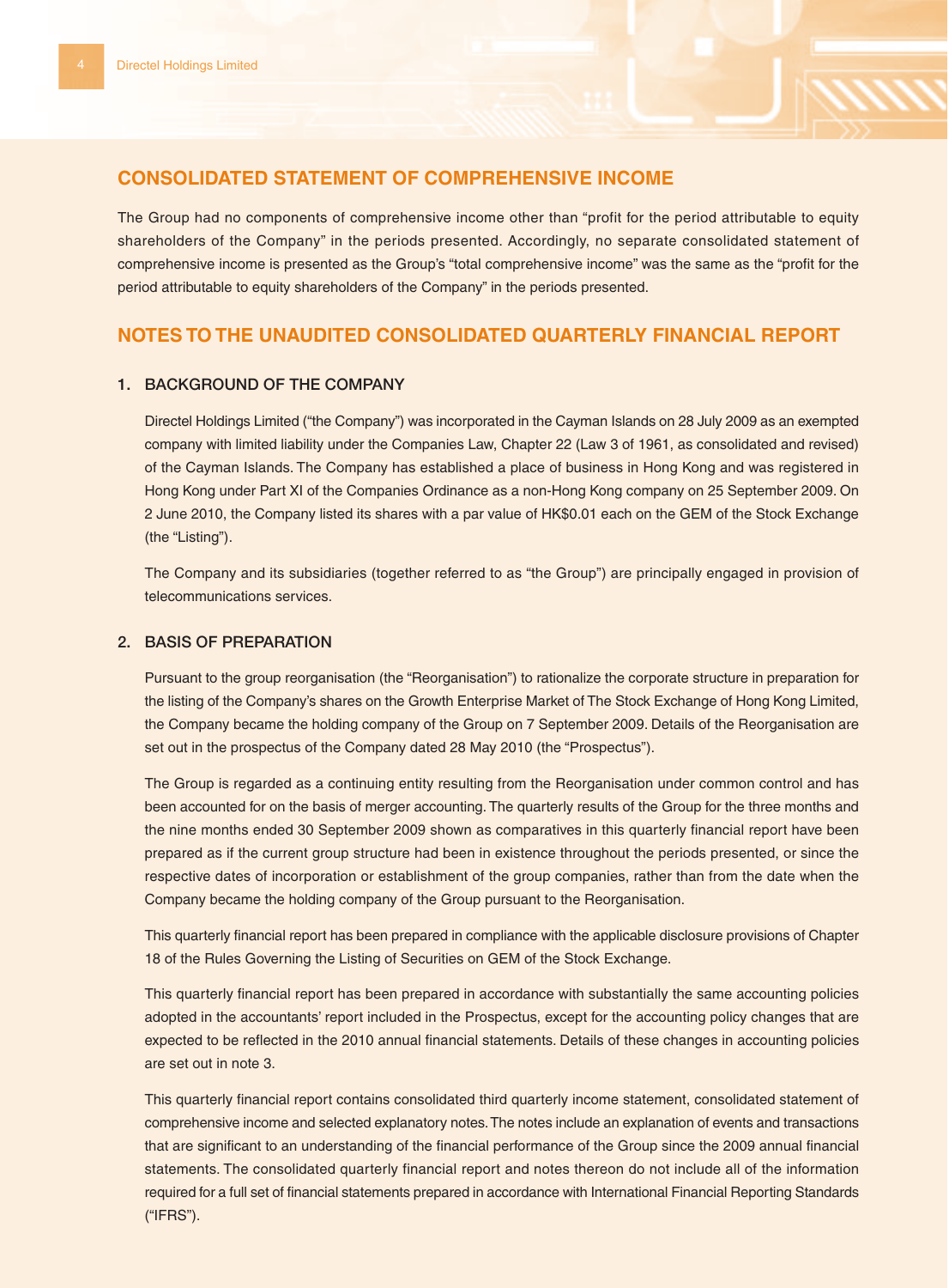## CONSOLIDATED STATEMENT OF COMPREHENSIVE INCOME

The Group had no components of comprehensive income other than "profit for the period attributable to equity shareholders of the Company" in the periods presented. Accordingly, no separate consolidated statement of comprehensive income is presented as the Group's "total comprehensive income" was the same as the "profit for the period attributable to equity shareholders of the Company" in the periods presented.

## NOTES TO THE UNAUDITED CONSOLIDATED QUARTERLY FINANCIAL REPORT

### 1. BACKGROUND OF THE COMPANY

Directel Holdings Limited ("the Company") was incorporated in the Cayman Islands on 28 July 2009 as an exempted company with limited liability under the Companies Law, Chapter 22 (Law 3 of 1961, as consolidated and revised) of the Cayman Islands. The Company has established a place of business in Hong Kong and was registered in Hong Kong under Part XI of the Companies Ordinance as a non-Hong Kong company on 25 September 2009. On 2 June 2010, the Company listed its shares with a par value of HK$0.01 each on the GEM of the Stock Exchange (the "Listing").

The Company and its subsidiaries (together referred to as "the Group") are principally engaged in provision of telecommunications services.

### 2. BASIS OF PREPARATION

Pursuant to the group reorganisation (the "Reorganisation") to rationalize the corporate structure in preparation for the listing of the Company's shares on the Growth Enterprise Market of The Stock Exchange of Hong Kong Limited, the Company became the holding company of the Group on 7 September 2009. Details of the Reorganisation are set out in the prospectus of the Company dated 28 May 2010 (the "Prospectus").

The Group is regarded as a continuing entity resulting from the Reorganisation under common control and has been accounted for on the basis of merger accounting. The quarterly results of the Group for the three months and the nine months ended 30 September 2009 shown as comparatives in this quarterly financial report have been prepared as if the current group structure had been in existence throughout the periods presented, or since the respective dates of incorporation or establishment of the group companies, rather than from the date when the Company became the holding company of the Group pursuant to the Reorganisation.

This quarterly financial report has been prepared in compliance with the applicable disclosure provisions of Chapter 18 of the Rules Governing the Listing of Securities on GEM of the Stock Exchange.

This quarterly financial report has been prepared in accordance with substantially the same accounting policies adopted in the accountants' report included in the Prospectus, except for the accounting policy changes that are expected to be reflected in the 2010 annual financial statements. Details of these changes in accounting policies are set out in note 3.

This quarterly financial report contains consolidated third quarterly income statement, consolidated statement of comprehensive income and selected explanatory notes. The notes include an explanation of events and transactions that are significant to an understanding of the financial performance of the Group since the 2009 annual financial statements. The consolidated quarterly financial report and notes thereon do not include all of the information required for a full set of financial statements prepared in accordance with International Financial Reporting Standards ("IFRS").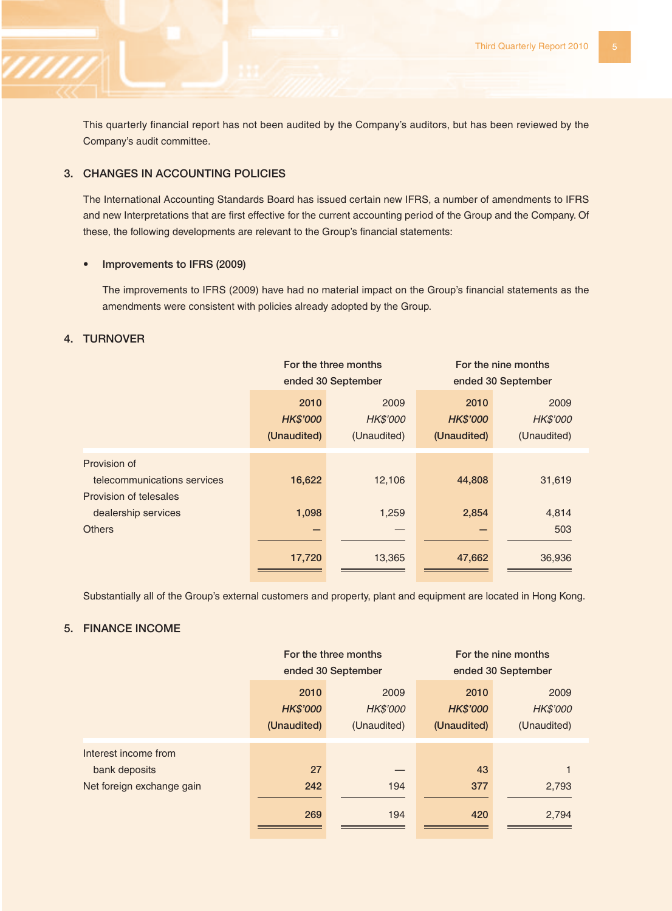This quarterly financial report has not been audited by the Company's auditors, but has been reviewed by the Company's audit committee.

## 3. CHANGES IN ACCOUNTING POLICIES

The International Accounting Standards Board has issued certain new IFRS, a number of amendments to IFRS and new Interpretations that are first effective for the current accounting period of the Group and the Company. Of these, the following developments are relevant to the Group's financial statements:

- **Improvements to IFRS (2009)**

  The improvements to IFRS (2009) have had no material impact on the Group's financial statements as the amendments were consistent with policies already adopted by the Group.

## 4. TURNOVER

| | For the three months ended 30 September | | For the nine months ended 30 September | |
|---|---|---|---|---|
| | **2010** | 2009 | **2010** | 2009 |
| | ***HK$'000*** | *HK$'000* | ***HK$'000*** | *HK$'000* |
| | **(Unaudited)** | (Unaudited) | **(Unaudited)** | (Unaudited) |
| Provision of telecommunications services | **16,622** | 12,106 | **44,808** | 31,619 |
| Provision of telesales dealership services | **1,098** | 1,259 | **2,854** | 4,814 |
| Others | **—** | — | **—** | 503 |
| | **17,720** | 13,365 | **47,662** | 36,936 |

Substantially all of the Group's external customers and property, plant and equipment are located in Hong Kong.

## 5. FINANCE INCOME

| | For the three months ended 30 September | | For the nine months ended 30 September | |
|---|---|---|---|---|
| | **2010** | 2009 | **2010** | 2009 |
| | ***HK$'000*** | *HK$'000* | ***HK$'000*** | *HK$'000* |
| | **(Unaudited)** | (Unaudited) | **(Unaudited)** | (Unaudited) |
| Interest income from bank deposits | **27** | — | **43** | 1 |
| Net foreign exchange gain | **242** | 194 | **377** | 2,793 |
| | **269** | 194 | **420** | 2,794 |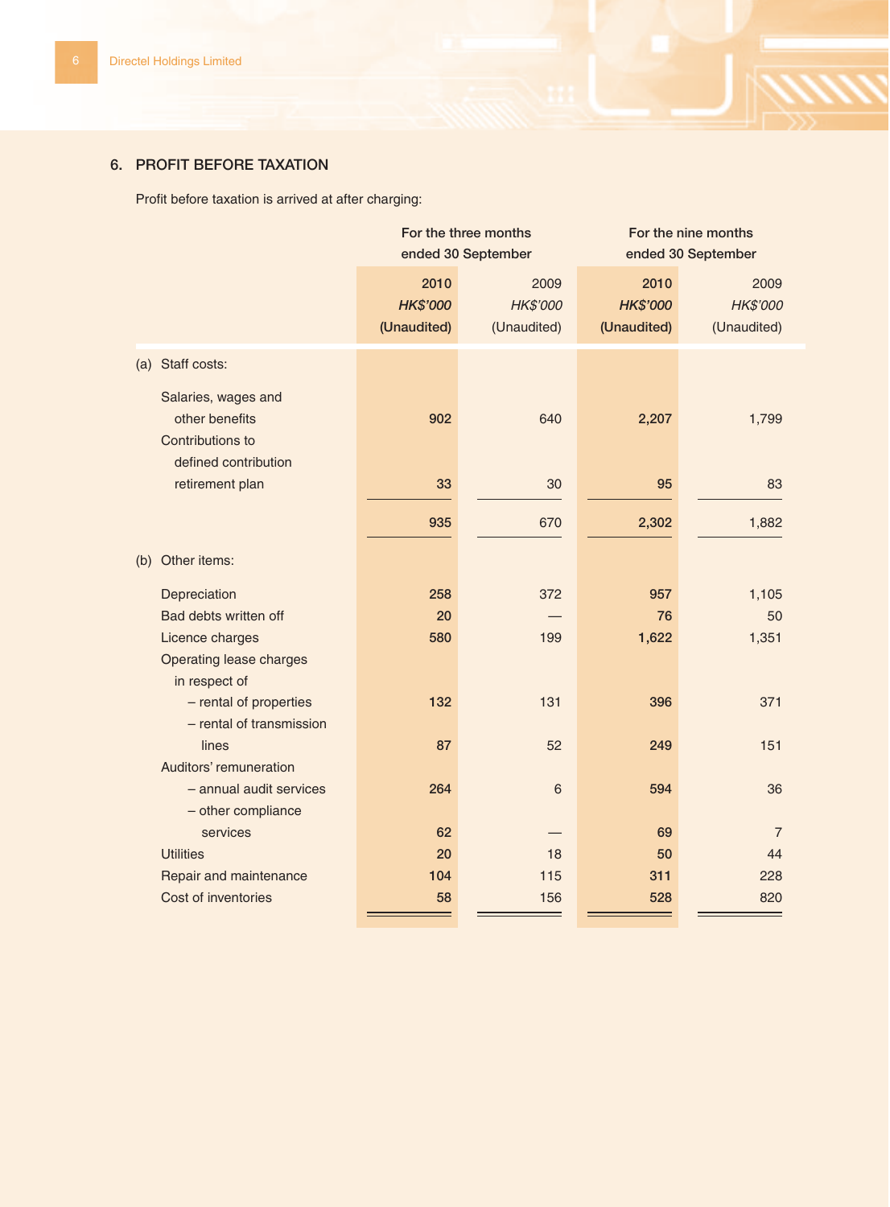## 6. PROFIT BEFORE TAXATION

Profit before taxation is arrived at after charging:

| | For the three months ended 30 September | | For the nine months ended 30 September | |
|---|---|---|---|---|
| | **2010** | 2009 | **2010** | 2009 |
| | ***HK$'000*** | *HK$'000* | ***HK$'000*** | *HK$'000* |
| | **(Unaudited)** | (Unaudited) | **(Unaudited)** | (Unaudited) |
| (a) Staff costs: | | | | |
| Salaries, wages and other benefits | **902** | 640 | **2,207** | 1,799 |
| Contributions to defined contribution retirement plan | **33** | 30 | **95** | 83 |
| | **935** | 670 | **2,302** | 1,882 |
| (b) Other items: | | | | |
| Depreciation | **258** | 372 | **957** | 1,105 |
| Bad debts written off | **20** | — | **76** | 50 |
| Licence charges | **580** | 199 | **1,622** | 1,351 |
| Operating lease charges in respect of | | | | |
| – rental of properties | **132** | 131 | **396** | 371 |
| – rental of transmission lines | **87** | 52 | **249** | 151 |
| Auditors' remuneration | | | | |
| – annual audit services | **264** | 6 | **594** | 36 |
| – other compliance services | **62** | — | **69** | 7 |
| Utilities | **20** | 18 | **50** | 44 |
| Repair and maintenance | **104** | 115 | **311** | 228 |
| Cost of inventories | **58** | 156 | **528** | 820 |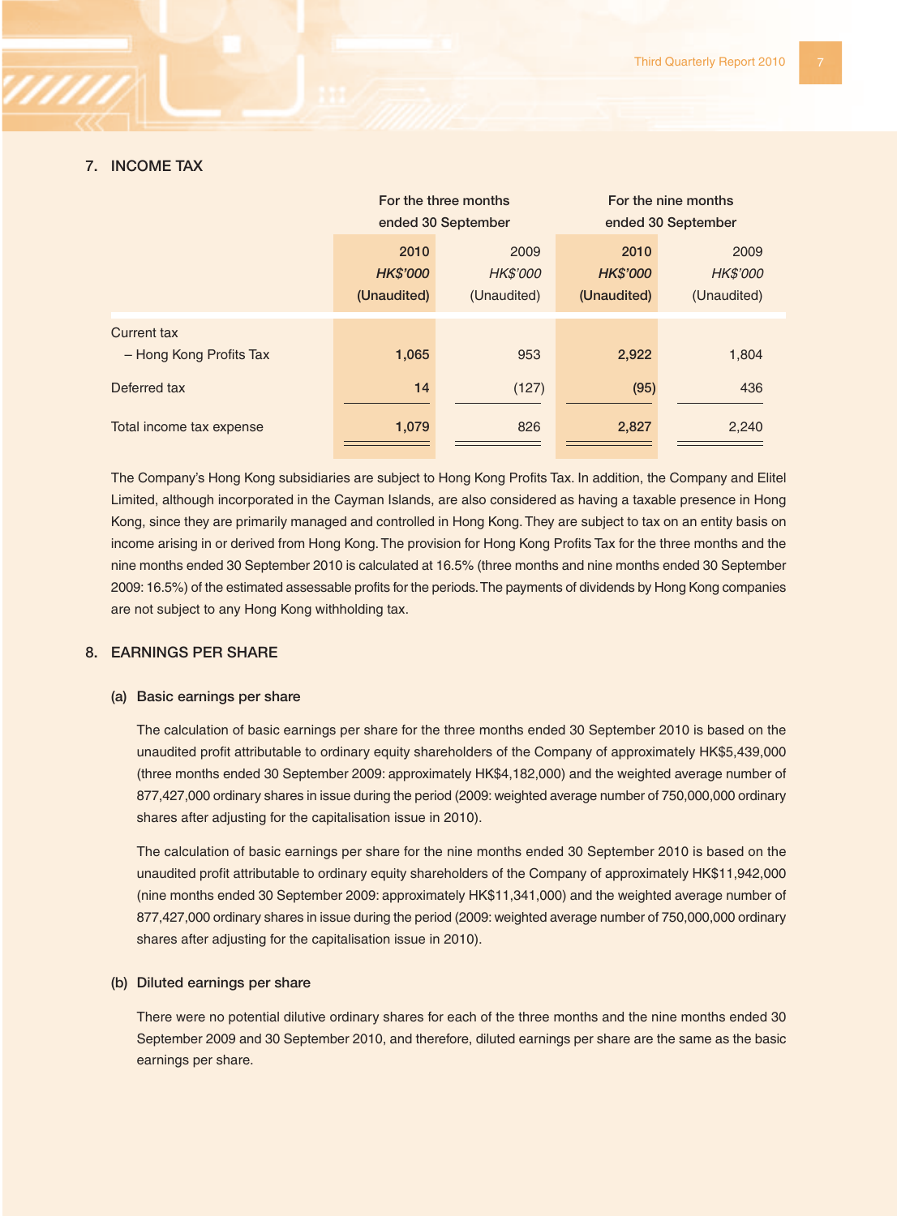## 7. INCOME TAX

| | For the three months ended 30 September | | For the nine months ended 30 September | |
|---|---|---|---|---|
| | **2010** | 2009 | **2010** | 2009 |
| | ***HK$'000*** | *HK$'000* | ***HK$'000*** | *HK$'000* |
| | **(Unaudited)** | (Unaudited) | **(Unaudited)** | (Unaudited) |
| Current tax | | | | |
| – Hong Kong Profits Tax | **1,065** | 953 | **2,922** | 1,804 |
| Deferred tax | **14** | (127) | **(95)** | 436 |
| Total income tax expense | **1,079** | 826 | **2,827** | 2,240 |

The Company's Hong Kong subsidiaries are subject to Hong Kong Profits Tax. In addition, the Company and Elitel Limited, although incorporated in the Cayman Islands, are also considered as having a taxable presence in Hong Kong, since they are primarily managed and controlled in Hong Kong. They are subject to tax on an entity basis on income arising in or derived from Hong Kong. The provision for Hong Kong Profits Tax for the three months and the nine months ended 30 September 2010 is calculated at 16.5% (three months and nine months ended 30 September 2009: 16.5%) of the estimated assessable profits for the periods. The payments of dividends by Hong Kong companies are not subject to any Hong Kong withholding tax.

## 8. EARNINGS PER SHARE

### (a) Basic earnings per share

The calculation of basic earnings per share for the three months ended 30 September 2010 is based on the unaudited profit attributable to ordinary equity shareholders of the Company of approximately HK$5,439,000 (three months ended 30 September 2009: approximately HK$4,182,000) and the weighted average number of 877,427,000 ordinary shares in issue during the period (2009: weighted average number of 750,000,000 ordinary shares after adjusting for the capitalisation issue in 2010).

The calculation of basic earnings per share for the nine months ended 30 September 2010 is based on the unaudited profit attributable to ordinary equity shareholders of the Company of approximately HK$11,942,000 (nine months ended 30 September 2009: approximately HK$11,341,000) and the weighted average number of 877,427,000 ordinary shares in issue during the period (2009: weighted average number of 750,000,000 ordinary shares after adjusting for the capitalisation issue in 2010).

### (b) Diluted earnings per share

There were no potential dilutive ordinary shares for each of the three months and the nine months ended 30 September 2009 and 30 September 2010, and therefore, diluted earnings per share are the same as the basic earnings per share.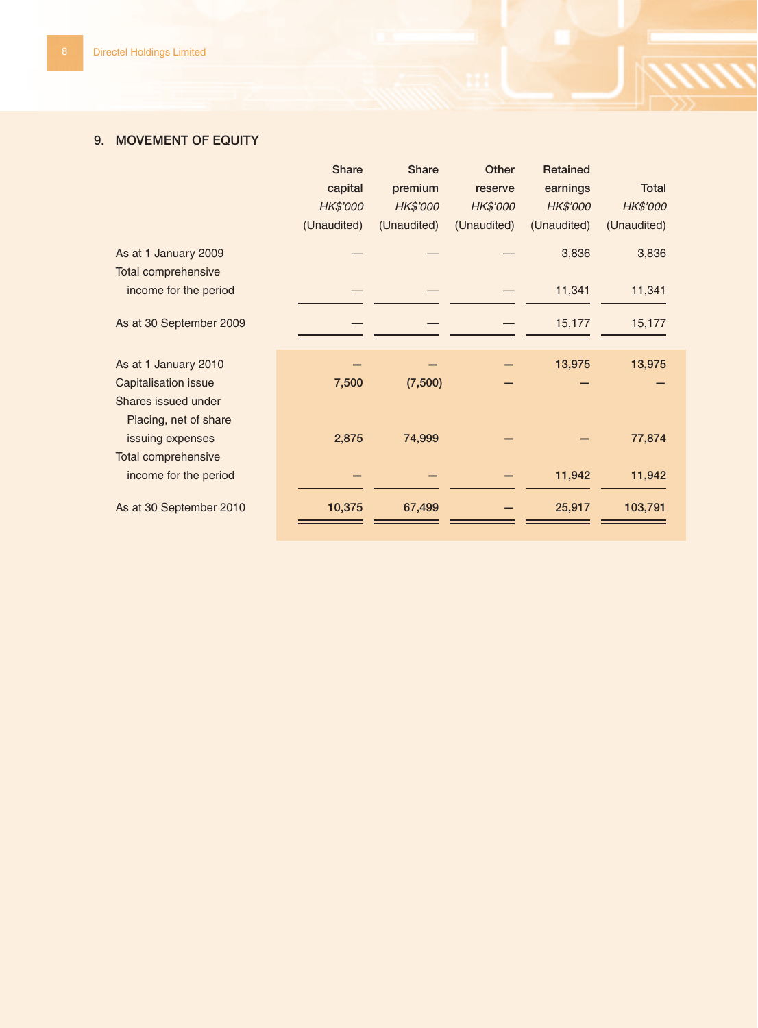## 9. MOVEMENT OF EQUITY

| | Share capital | Share premium | Other reserve | Retained earnings | Total |
|---|---|---|---|---|---|
| | *HK$'000* | *HK$'000* | *HK$'000* | *HK$'000* | *HK$'000* |
| | (Unaudited) | (Unaudited) | (Unaudited) | (Unaudited) | (Unaudited) |
| As at 1 January 2009 | — | — | — | 3,836 | 3,836 |
| Total comprehensive income for the period | — | — | — | 11,341 | 11,341 |
| As at 30 September 2009 | — | — | — | 15,177 | 15,177 |
| As at 1 January 2010 | — | — | — | 13,975 | 13,975 |
| Capitalisation issue | 7,500 | (7,500) | — | — | — |
| Shares issued under Placing, net of share issuing expenses | 2,875 | 74,999 | — | — | 77,874 |
| Total comprehensive income for the period | — | — | — | 11,942 | 11,942 |
| As at 30 September 2010 | 10,375 | 67,499 | — | 25,917 | 103,791 |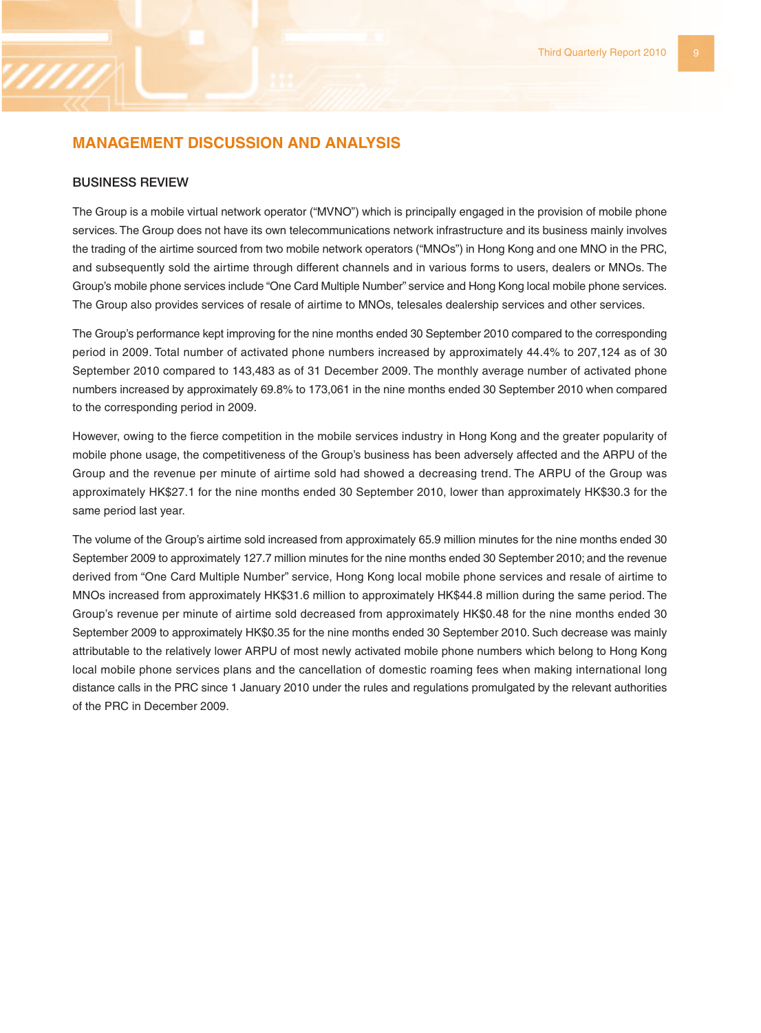## MANAGEMENT DISCUSSION AND ANALYSIS

### BUSINESS REVIEW

The Group is a mobile virtual network operator ("MVNO") which is principally engaged in the provision of mobile phone services. The Group does not have its own telecommunications network infrastructure and its business mainly involves the trading of the airtime sourced from two mobile network operators ("MNOs") in Hong Kong and one MNO in the PRC, and subsequently sold the airtime through different channels and in various forms to users, dealers or MNOs. The Group's mobile phone services include "One Card Multiple Number" service and Hong Kong local mobile phone services. The Group also provides services of resale of airtime to MNOs, telesales dealership services and other services.

The Group's performance kept improving for the nine months ended 30 September 2010 compared to the corresponding period in 2009. Total number of activated phone numbers increased by approximately 44.4% to 207,124 as of 30 September 2010 compared to 143,483 as of 31 December 2009. The monthly average number of activated phone numbers increased by approximately 69.8% to 173,061 in the nine months ended 30 September 2010 when compared to the corresponding period in 2009.

However, owing to the fierce competition in the mobile services industry in Hong Kong and the greater popularity of mobile phone usage, the competitiveness of the Group's business has been adversely affected and the ARPU of the Group and the revenue per minute of airtime sold had showed a decreasing trend. The ARPU of the Group was approximately HK$27.1 for the nine months ended 30 September 2010, lower than approximately HK$30.3 for the same period last year.

The volume of the Group's airtime sold increased from approximately 65.9 million minutes for the nine months ended 30 September 2009 to approximately 127.7 million minutes for the nine months ended 30 September 2010; and the revenue derived from "One Card Multiple Number" service, Hong Kong local mobile phone services and resale of airtime to MNOs increased from approximately HK$31.6 million to approximately HK$44.8 million during the same period. The Group's revenue per minute of airtime sold decreased from approximately HK$0.48 for the nine months ended 30 September 2009 to approximately HK$0.35 for the nine months ended 30 September 2010. Such decrease was mainly attributable to the relatively lower ARPU of most newly activated mobile phone numbers which belong to Hong Kong local mobile phone services plans and the cancellation of domestic roaming fees when making international long distance calls in the PRC since 1 January 2010 under the rules and regulations promulgated by the relevant authorities of the PRC in December 2009.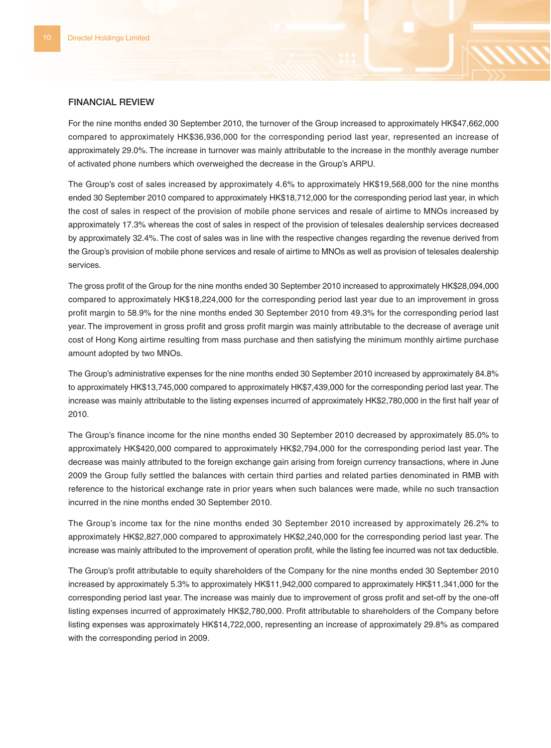## FINANCIAL REVIEW

For the nine months ended 30 September 2010, the turnover of the Group increased to approximately HK$47,662,000 compared to approximately HK$36,936,000 for the corresponding period last year, represented an increase of approximately 29.0%. The increase in turnover was mainly attributable to the increase in the monthly average number of activated phone numbers which overweighed the decrease in the Group's ARPU.

The Group's cost of sales increased by approximately 4.6% to approximately HK$19,568,000 for the nine months ended 30 September 2010 compared to approximately HK$18,712,000 for the corresponding period last year, in which the cost of sales in respect of the provision of mobile phone services and resale of airtime to MNOs increased by approximately 17.3% whereas the cost of sales in respect of the provision of telesales dealership services decreased by approximately 32.4%. The cost of sales was in line with the respective changes regarding the revenue derived from the Group's provision of mobile phone services and resale of airtime to MNOs as well as provision of telesales dealership services.

The gross profit of the Group for the nine months ended 30 September 2010 increased to approximately HK$28,094,000 compared to approximately HK$18,224,000 for the corresponding period last year due to an improvement in gross profit margin to 58.9% for the nine months ended 30 September 2010 from 49.3% for the corresponding period last year. The improvement in gross profit and gross profit margin was mainly attributable to the decrease of average unit cost of Hong Kong airtime resulting from mass purchase and then satisfying the minimum monthly airtime purchase amount adopted by two MNOs.

The Group's administrative expenses for the nine months ended 30 September 2010 increased by approximately 84.8% to approximately HK$13,745,000 compared to approximately HK$7,439,000 for the corresponding period last year. The increase was mainly attributable to the listing expenses incurred of approximately HK$2,780,000 in the first half year of 2010.

The Group's finance income for the nine months ended 30 September 2010 decreased by approximately 85.0% to approximately HK$420,000 compared to approximately HK$2,794,000 for the corresponding period last year. The decrease was mainly attributed to the foreign exchange gain arising from foreign currency transactions, where in June 2009 the Group fully settled the balances with certain third parties and related parties denominated in RMB with reference to the historical exchange rate in prior years when such balances were made, while no such transaction incurred in the nine months ended 30 September 2010.

The Group's income tax for the nine months ended 30 September 2010 increased by approximately 26.2% to approximately HK$2,827,000 compared to approximately HK$2,240,000 for the corresponding period last year. The increase was mainly attributed to the improvement of operation profit, while the listing fee incurred was not tax deductible.

The Group's profit attributable to equity shareholders of the Company for the nine months ended 30 September 2010 increased by approximately 5.3% to approximately HK$11,942,000 compared to approximately HK$11,341,000 for the corresponding period last year. The increase was mainly due to improvement of gross profit and set-off by the one-off listing expenses incurred of approximately HK$2,780,000. Profit attributable to shareholders of the Company before listing expenses was approximately HK$14,722,000, representing an increase of approximately 29.8% as compared with the corresponding period in 2009.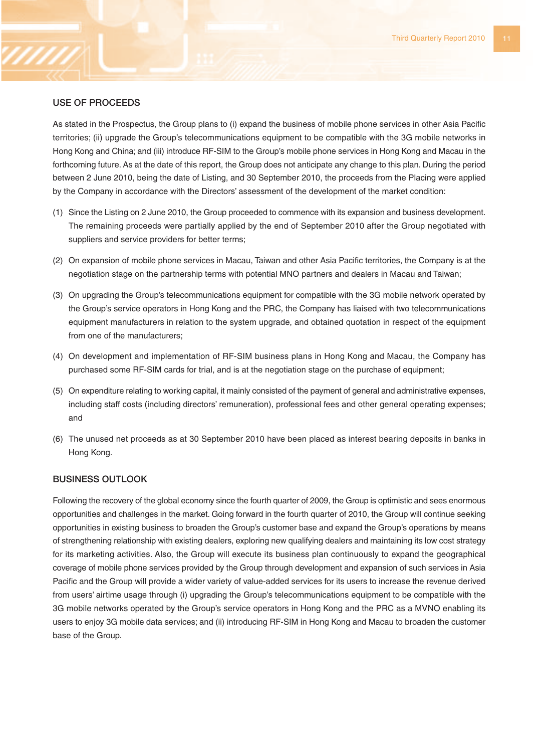## USE OF PROCEEDS

As stated in the Prospectus, the Group plans to (i) expand the business of mobile phone services in other Asia Pacific territories; (ii) upgrade the Group's telecommunications equipment to be compatible with the 3G mobile networks in Hong Kong and China; and (iii) introduce RF-SIM to the Group's mobile phone services in Hong Kong and Macau in the forthcoming future. As at the date of this report, the Group does not anticipate any change to this plan. During the period between 2 June 2010, being the date of Listing, and 30 September 2010, the proceeds from the Placing were applied by the Company in accordance with the Directors' assessment of the development of the market condition:

(1) Since the Listing on 2 June 2010, the Group proceeded to commence with its expansion and business development. The remaining proceeds were partially applied by the end of September 2010 after the Group negotiated with suppliers and service providers for better terms;

(2) On expansion of mobile phone services in Macau, Taiwan and other Asia Pacific territories, the Company is at the negotiation stage on the partnership terms with potential MNO partners and dealers in Macau and Taiwan;

(3) On upgrading the Group's telecommunications equipment for compatible with the 3G mobile network operated by the Group's service operators in Hong Kong and the PRC, the Company has liaised with two telecommunications equipment manufacturers in relation to the system upgrade, and obtained quotation in respect of the equipment from one of the manufacturers;

(4) On development and implementation of RF-SIM business plans in Hong Kong and Macau, the Company has purchased some RF-SIM cards for trial, and is at the negotiation stage on the purchase of equipment;

(5) On expenditure relating to working capital, it mainly consisted of the payment of general and administrative expenses, including staff costs (including directors' remuneration), professional fees and other general operating expenses; and

(6) The unused net proceeds as at 30 September 2010 have been placed as interest bearing deposits in banks in Hong Kong.

## BUSINESS OUTLOOK

Following the recovery of the global economy since the fourth quarter of 2009, the Group is optimistic and sees enormous opportunities and challenges in the market. Going forward in the fourth quarter of 2010, the Group will continue seeking opportunities in existing business to broaden the Group's customer base and expand the Group's operations by means of strengthening relationship with existing dealers, exploring new qualifying dealers and maintaining its low cost strategy for its marketing activities. Also, the Group will execute its business plan continuously to expand the geographical coverage of mobile phone services provided by the Group through development and expansion of such services in Asia Pacific and the Group will provide a wider variety of value-added services for its users to increase the revenue derived from users' airtime usage through (i) upgrading the Group's telecommunications equipment to be compatible with the 3G mobile networks operated by the Group's service operators in Hong Kong and the PRC as a MVNO enabling its users to enjoy 3G mobile data services; and (ii) introducing RF-SIM in Hong Kong and Macau to broaden the customer base of the Group.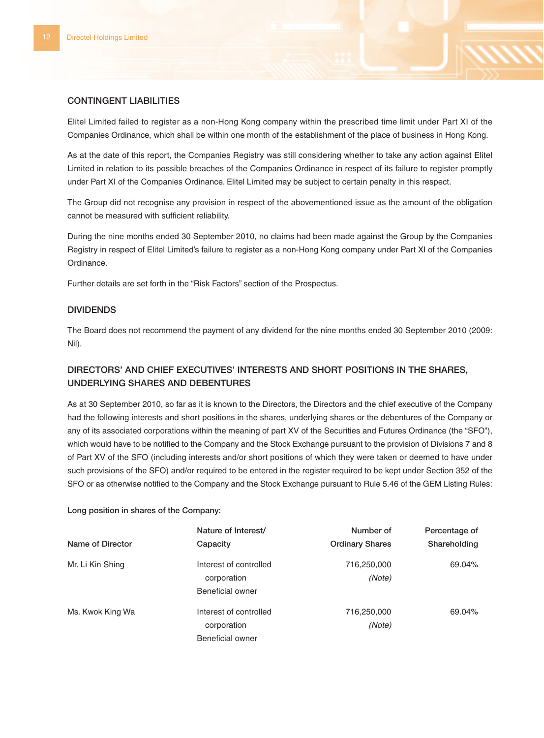## CONTINGENT LIABILITIES

Elitel Limited failed to register as a non-Hong Kong company within the prescribed time limit under Part XI of the Companies Ordinance, which shall be within one month of the establishment of the place of business in Hong Kong.

As at the date of this report, the Companies Registry was still considering whether to take any action against Elitel Limited in relation to its possible breaches of the Companies Ordinance in respect of its failure to register promptly under Part XI of the Companies Ordinance. Elitel Limited may be subject to certain penalty in this respect.

The Group did not recognise any provision in respect of the abovementioned issue as the amount of the obligation cannot be measured with sufficient reliability.

During the nine months ended 30 September 2010, no claims had been made against the Group by the Companies Registry in respect of Elitel Limited's failure to register as a non-Hong Kong company under Part XI of the Companies Ordinance.

Further details are set forth in the "Risk Factors" section of the Prospectus.

## DIVIDENDS

The Board does not recommend the payment of any dividend for the nine months ended 30 September 2010 (2009: Nil).

## DIRECTORS' AND CHIEF EXECUTIVES' INTERESTS AND SHORT POSITIONS IN THE SHARES, UNDERLYING SHARES AND DEBENTURES

As at 30 September 2010, so far as it is known to the Directors, the Directors and the chief executive of the Company had the following interests and short positions in the shares, underlying shares or the debentures of the Company or any of its associated corporations within the meaning of part XV of the Securities and Futures Ordinance (the "SFO"), which would have to be notified to the Company and the Stock Exchange pursuant to the provision of Divisions 7 and 8 of Part XV of the SFO (including interests and/or short positions of which they were taken or deemed to have under such provisions of the SFO) and/or required to be entered in the register required to be kept under Section 352 of the SFO or as otherwise notified to the Company and the Stock Exchange pursuant to Rule 5.46 of the GEM Listing Rules:

**Long position in shares of the Company:**

| Name of Director | Nature of Interest/ Capacity | Number of Ordinary Shares | Percentage of Shareholding |
|---|---|---|---|
| Mr. Li Kin Shing | Interest of controlled corporation<br>Beneficial owner | 716,250,000 *(Note)* | 69.04% |
| Ms. Kwok King Wa | Interest of controlled corporation<br>Beneficial owner | 716,250,000 *(Note)* | 69.04% |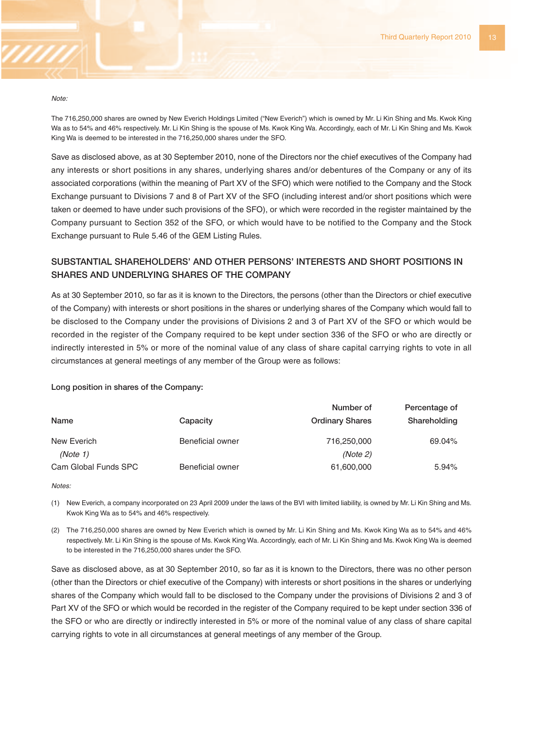*Note:*

The 716,250,000 shares are owned by New Everich Holdings Limited ("New Everich") which is owned by Mr. Li Kin Shing and Ms. Kwok King Wa as to 54% and 46% respectively. Mr. Li Kin Shing is the spouse of Ms. Kwok King Wa. Accordingly, each of Mr. Li Kin Shing and Ms. Kwok King Wa is deemed to be interested in the 716,250,000 shares under the SFO.

Save as disclosed above, as at 30 September 2010, none of the Directors nor the chief executives of the Company had any interests or short positions in any shares, underlying shares and/or debentures of the Company or any of its associated corporations (within the meaning of Part XV of the SFO) which were notified to the Company and the Stock Exchange pursuant to Divisions 7 and 8 of Part XV of the SFO (including interest and/or short positions which were taken or deemed to have under such provisions of the SFO), or which were recorded in the register maintained by the Company pursuant to Section 352 of the SFO, or which would have to be notified to the Company and the Stock Exchange pursuant to Rule 5.46 of the GEM Listing Rules.

## SUBSTANTIAL SHAREHOLDERS' AND OTHER PERSONS' INTERESTS AND SHORT POSITIONS IN SHARES AND UNDERLYING SHARES OF THE COMPANY

As at 30 September 2010, so far as it is known to the Directors, the persons (other than the Directors or chief executive of the Company) with interests or short positions in the shares or underlying shares of the Company which would fall to be disclosed to the Company under the provisions of Divisions 2 and 3 of Part XV of the SFO or which would be recorded in the register of the Company required to be kept under section 336 of the SFO or who are directly or indirectly interested in 5% or more of the nominal value of any class of share capital carrying rights to vote in all circumstances at general meetings of any member of the Group were as follows:

**Long position in shares of the Company:**

| Name | Capacity | Number of Ordinary Shares | Percentage of Shareholding |
|---|---|---|---|
| New Everich *(Note 1)* | Beneficial owner | 716,250,000 *(Note 2)* | 69.04% |
| Cam Global Funds SPC | Beneficial owner | 61,600,000 | 5.94% |

*Notes:*

(1) New Everich, a company incorporated on 23 April 2009 under the laws of the BVI with limited liability, is owned by Mr. Li Kin Shing and Ms. Kwok King Wa as to 54% and 46% respectively.

(2) The 716,250,000 shares are owned by New Everich which is owned by Mr. Li Kin Shing and Ms. Kwok King Wa as to 54% and 46% respectively. Mr. Li Kin Shing is the spouse of Ms. Kwok King Wa. Accordingly, each of Mr. Li Kin Shing and Ms. Kwok King Wa is deemed to be interested in the 716,250,000 shares under the SFO.

Save as disclosed above, as at 30 September 2010, so far as it is known to the Directors, there was no other person (other than the Directors or chief executive of the Company) with interests or short positions in the shares or underlying shares of the Company which would fall to be disclosed to the Company under the provisions of Divisions 2 and 3 of Part XV of the SFO or which would be recorded in the register of the Company required to be kept under section 336 of the SFO or who are directly or indirectly interested in 5% or more of the nominal value of any class of share capital carrying rights to vote in all circumstances at general meetings of any member of the Group.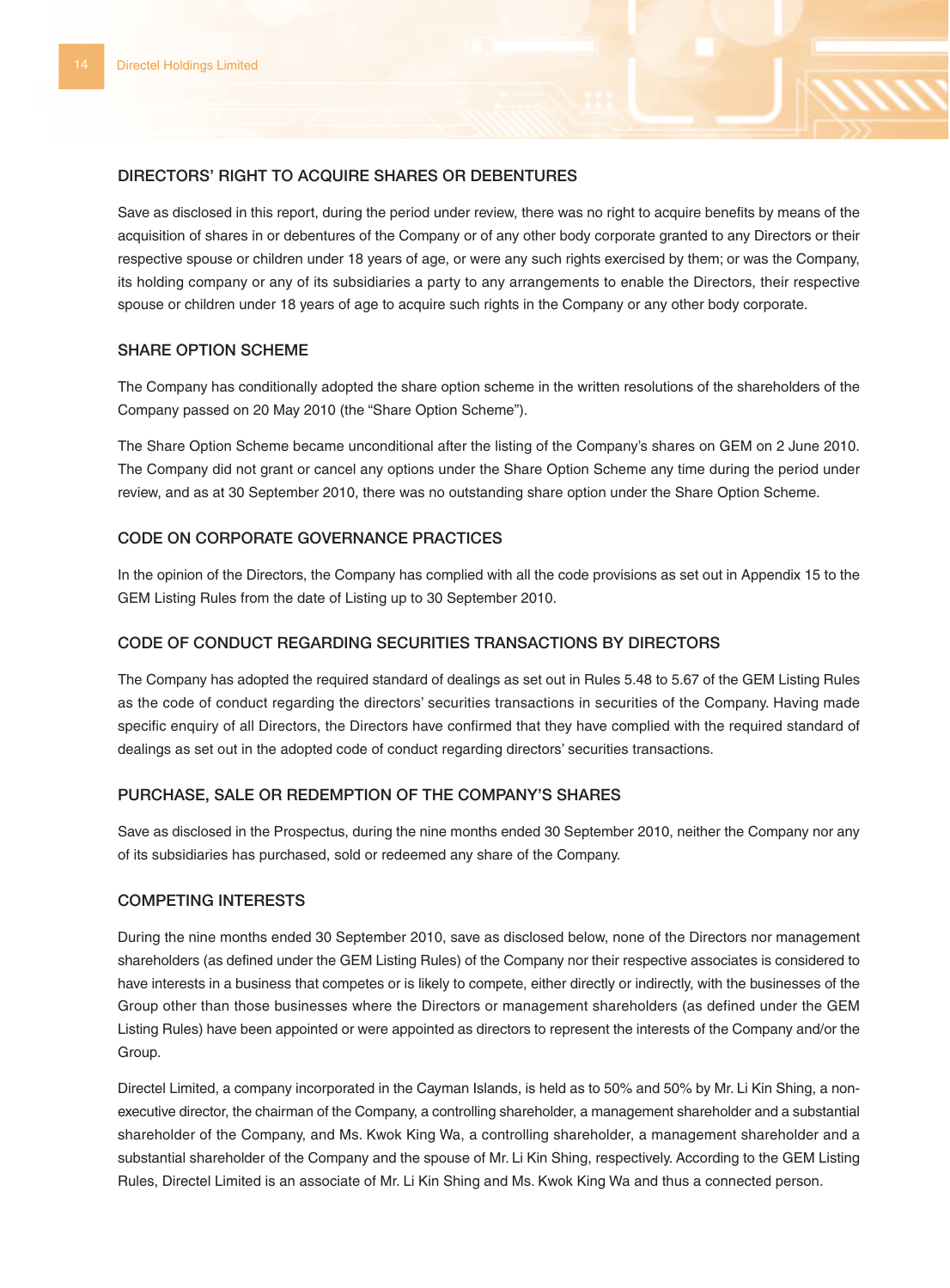## DIRECTORS' RIGHT TO ACQUIRE SHARES OR DEBENTURES

Save as disclosed in this report, during the period under review, there was no right to acquire benefits by means of the acquisition of shares in or debentures of the Company or of any other body corporate granted to any Directors or their respective spouse or children under 18 years of age, or were any such rights exercised by them; or was the Company, its holding company or any of its subsidiaries a party to any arrangements to enable the Directors, their respective spouse or children under 18 years of age to acquire such rights in the Company or any other body corporate.

## SHARE OPTION SCHEME

The Company has conditionally adopted the share option scheme in the written resolutions of the shareholders of the Company passed on 20 May 2010 (the "Share Option Scheme").

The Share Option Scheme became unconditional after the listing of the Company's shares on GEM on 2 June 2010. The Company did not grant or cancel any options under the Share Option Scheme any time during the period under review, and as at 30 September 2010, there was no outstanding share option under the Share Option Scheme.

## CODE ON CORPORATE GOVERNANCE PRACTICES

In the opinion of the Directors, the Company has complied with all the code provisions as set out in Appendix 15 to the GEM Listing Rules from the date of Listing up to 30 September 2010.

## CODE OF CONDUCT REGARDING SECURITIES TRANSACTIONS BY DIRECTORS

The Company has adopted the required standard of dealings as set out in Rules 5.48 to 5.67 of the GEM Listing Rules as the code of conduct regarding the directors' securities transactions in securities of the Company. Having made specific enquiry of all Directors, the Directors have confirmed that they have complied with the required standard of dealings as set out in the adopted code of conduct regarding directors' securities transactions.

## PURCHASE, SALE OR REDEMPTION OF THE COMPANY'S SHARES

Save as disclosed in the Prospectus, during the nine months ended 30 September 2010, neither the Company nor any of its subsidiaries has purchased, sold or redeemed any share of the Company.

## COMPETING INTERESTS

During the nine months ended 30 September 2010, save as disclosed below, none of the Directors nor management shareholders (as defined under the GEM Listing Rules) of the Company nor their respective associates is considered to have interests in a business that competes or is likely to compete, either directly or indirectly, with the businesses of the Group other than those businesses where the Directors or management shareholders (as defined under the GEM Listing Rules) have been appointed or were appointed as directors to represent the interests of the Company and/or the Group.

Directel Limited, a company incorporated in the Cayman Islands, is held as to 50% and 50% by Mr. Li Kin Shing, a non-executive director, the chairman of the Company, a controlling shareholder, a management shareholder and a substantial shareholder of the Company, and Ms. Kwok King Wa, a controlling shareholder, a management shareholder and a substantial shareholder of the Company and the spouse of Mr. Li Kin Shing, respectively. According to the GEM Listing Rules, Directel Limited is an associate of Mr. Li Kin Shing and Ms. Kwok King Wa and thus a connected person.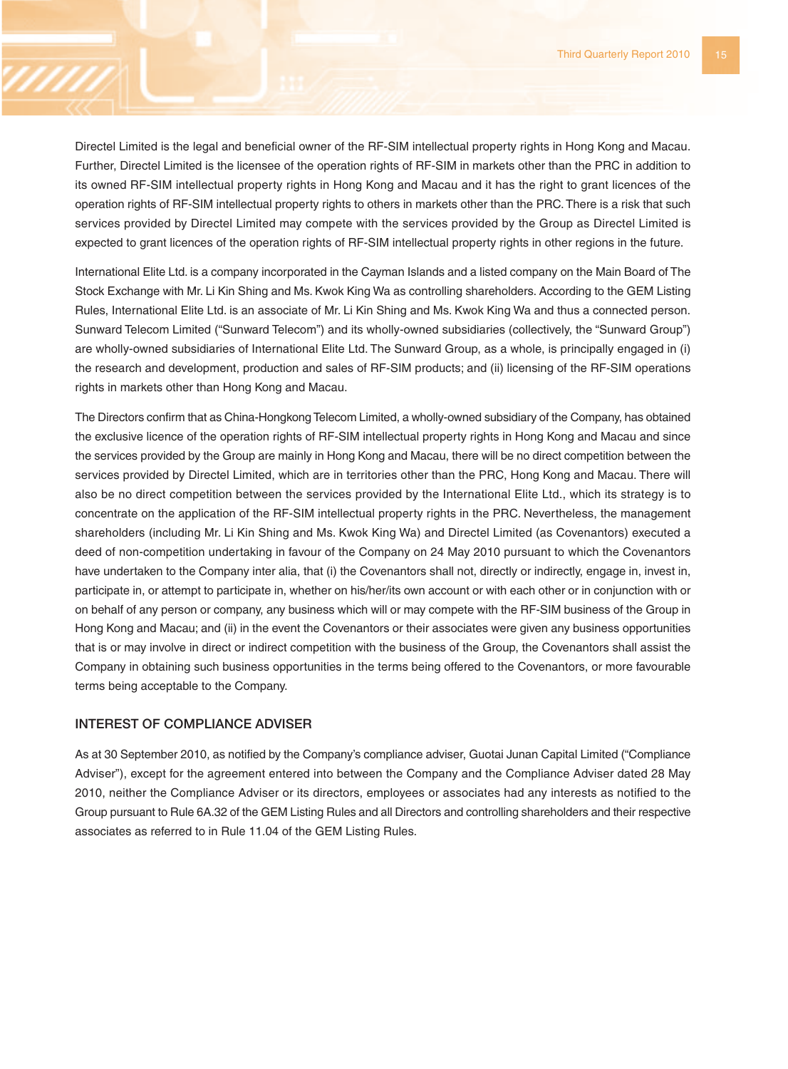Directel Limited is the legal and beneficial owner of the RF-SIM intellectual property rights in Hong Kong and Macau. Further, Directel Limited is the licensee of the operation rights of RF-SIM in markets other than the PRC in addition to its owned RF-SIM intellectual property rights in Hong Kong and Macau and it has the right to grant licences of the operation rights of RF-SIM intellectual property rights to others in markets other than the PRC. There is a risk that such services provided by Directel Limited may compete with the services provided by the Group as Directel Limited is expected to grant licences of the operation rights of RF-SIM intellectual property rights in other regions in the future.

International Elite Ltd. is a company incorporated in the Cayman Islands and a listed company on the Main Board of The Stock Exchange with Mr. Li Kin Shing and Ms. Kwok King Wa as controlling shareholders. According to the GEM Listing Rules, International Elite Ltd. is an associate of Mr. Li Kin Shing and Ms. Kwok King Wa and thus a connected person. Sunward Telecom Limited ("Sunward Telecom") and its wholly-owned subsidiaries (collectively, the "Sunward Group") are wholly-owned subsidiaries of International Elite Ltd. The Sunward Group, as a whole, is principally engaged in (i) the research and development, production and sales of RF-SIM products; and (ii) licensing of the RF-SIM operations rights in markets other than Hong Kong and Macau.

The Directors confirm that as China-Hongkong Telecom Limited, a wholly-owned subsidiary of the Company, has obtained the exclusive licence of the operation rights of RF-SIM intellectual property rights in Hong Kong and Macau and since the services provided by the Group are mainly in Hong Kong and Macau, there will be no direct competition between the services provided by Directel Limited, which are in territories other than the PRC, Hong Kong and Macau. There will also be no direct competition between the services provided by the International Elite Ltd., which its strategy is to concentrate on the application of the RF-SIM intellectual property rights in the PRC. Nevertheless, the management shareholders (including Mr. Li Kin Shing and Ms. Kwok King Wa) and Directel Limited (as Covenantors) executed a deed of non-competition undertaking in favour of the Company on 24 May 2010 pursuant to which the Covenantors have undertaken to the Company inter alia, that (i) the Covenantors shall not, directly or indirectly, engage in, invest in, participate in, or attempt to participate in, whether on his/her/its own account or with each other or in conjunction with or on behalf of any person or company, any business which will or may compete with the RF-SIM business of the Group in Hong Kong and Macau; and (ii) in the event the Covenantors or their associates were given any business opportunities that is or may involve in direct or indirect competition with the business of the Group, the Covenantors shall assist the Company in obtaining such business opportunities in the terms being offered to the Covenantors, or more favourable terms being acceptable to the Company.

## INTEREST OF COMPLIANCE ADVISER

As at 30 September 2010, as notified by the Company's compliance adviser, Guotai Junan Capital Limited ("Compliance Adviser"), except for the agreement entered into between the Company and the Compliance Adviser dated 28 May 2010, neither the Compliance Adviser or its directors, employees or associates had any interests as notified to the Group pursuant to Rule 6A.32 of the GEM Listing Rules and all Directors and controlling shareholders and their respective associates as referred to in Rule 11.04 of the GEM Listing Rules.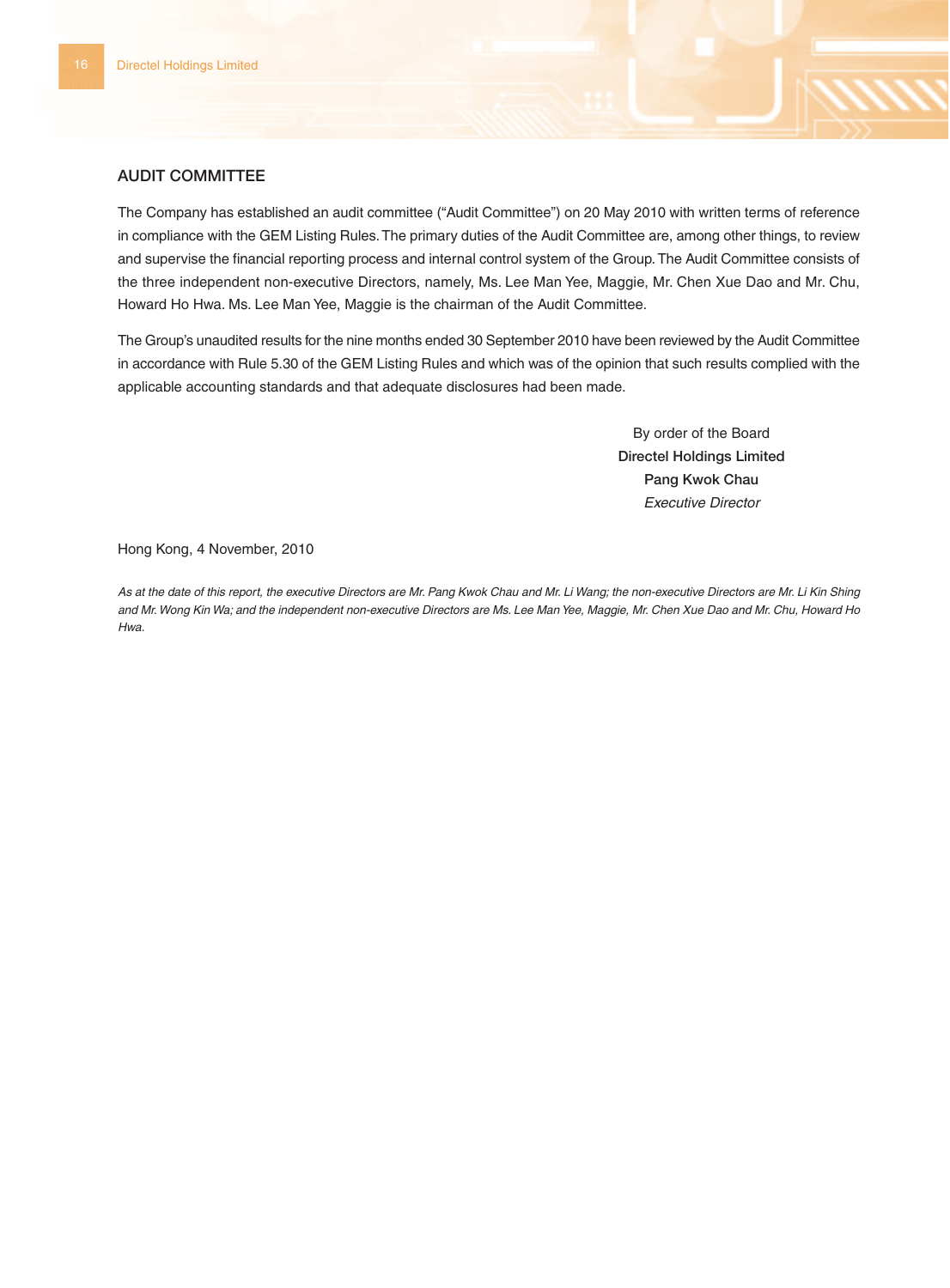## AUDIT COMMITTEE

The Company has established an audit committee ("Audit Committee") on 20 May 2010 with written terms of reference in compliance with the GEM Listing Rules. The primary duties of the Audit Committee are, among other things, to review and supervise the financial reporting process and internal control system of the Group. The Audit Committee consists of the three independent non-executive Directors, namely, Ms. Lee Man Yee, Maggie, Mr. Chen Xue Dao and Mr. Chu, Howard Ho Hwa. Ms. Lee Man Yee, Maggie is the chairman of the Audit Committee.

The Group's unaudited results for the nine months ended 30 September 2010 have been reviewed by the Audit Committee in accordance with Rule 5.30 of the GEM Listing Rules and which was of the opinion that such results complied with the applicable accounting standards and that adequate disclosures had been made.

By order of the Board
**Directel Holdings Limited**
**Pang Kwok Chau**
*Executive Director*

Hong Kong, 4 November, 2010

*As at the date of this report, the executive Directors are Mr. Pang Kwok Chau and Mr. Li Wang; the non-executive Directors are Mr. Li Kin Shing and Mr. Wong Kin Wa; and the independent non-executive Directors are Ms. Lee Man Yee, Maggie, Mr. Chen Xue Dao and Mr. Chu, Howard Ho Hwa.*